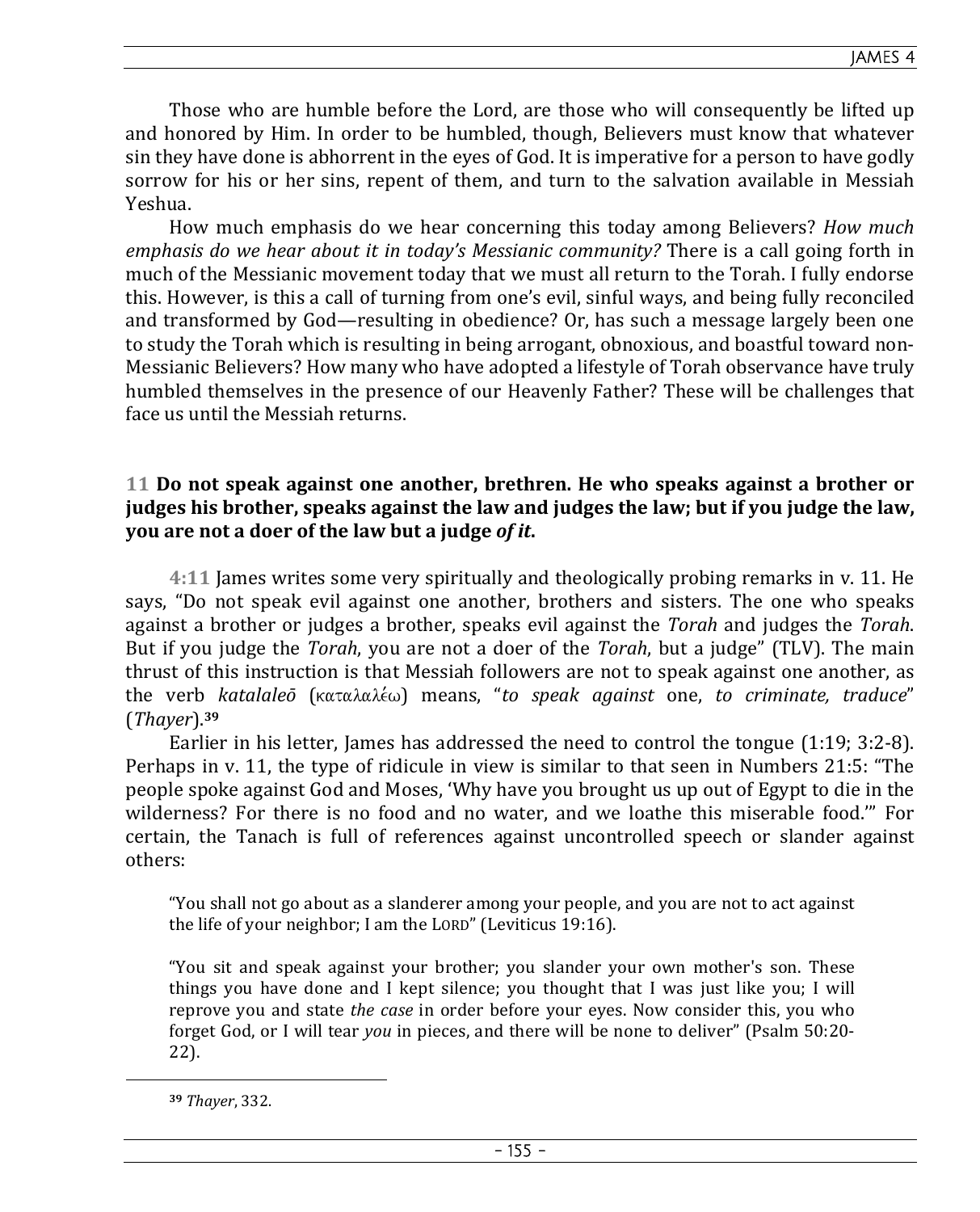Those who are humble before the Lord, are those who will consequently be lifted up and honored by Him. In order to be humbled, though, Believers must know that whatever sin they have done is abhorrent in the eyes of God. It is imperative for a person to have godly sorrow for his or her sins, repent of them, and turn to the salvation available in Messiah Yeshua.

How much emphasis do we hear concerning this today among Believers? *How much emphasis do we hear about it in today's Messianic community?* There is a call going forth in much of the Messianic movement today that we must all return to the Torah. I fully endorse this. However, is this a call of turning from one's evil, sinful ways, and being fully reconciled and transformed by God—resulting in obedience? Or, has such a message largely been one to study the Torah which is resulting in being arrogant, obnoxious, and boastful toward non-Messianic Believers? How many who have adopted a lifestyle of Torah observance have truly humbled themselves in the presence of our Heavenly Father? These will be challenges that face us until the Messiah returns.

**11 Do not speak against one another, brethren. He who speaks against a brother or judges his brother, speaks against the law and judges the law; but if you judge the law, you are not a doer of the law but a judge *of it*.**

**4:11** James writes some very spiritually and theologically probing remarks in v. 11. He says, "Do not speak evil against one another, brothers and sisters. The one who speaks against a brother or judges a brother, speaks evil against the *Torah* and judges the *Torah*. But if you judge the *Torah*, you are not a doer of the *Torah*, but a judge" (TLV). The main thrust of this instruction is that Messiah followers are not to speak against one another, as the verb *katalaleō* (καταλαλέω) means, "*to speak against* one, *to criminate, traduce*" (*Thayer*).[39]

Earlier in his letter, James has addressed the need to control the tongue (1:19; 3:2-8). Perhaps in v. 11, the type of ridicule in view is similar to that seen in Numbers 21:5: "The people spoke against God and Moses, 'Why have you brought us up out of Egypt to die in the wilderness? For there is no food and no water, and we loathe this miserable food.'" For certain, the Tanach is full of references against uncontrolled speech or slander against others:

> "You shall not go about as a slanderer among your people, and you are not to act against the life of your neighbor; I am the LORD" (Leviticus 19:16).
>
> "You sit and speak against your brother; you slander your own mother's son. These things you have done and I kept silence; you thought that I was just like you; I will reprove you and state *the case* in order before your eyes. Now consider this, you who forget God, or I will tear *you* in pieces, and there will be none to deliver" (Psalm 50:20-22).

---

[39] *Thayer*, 332.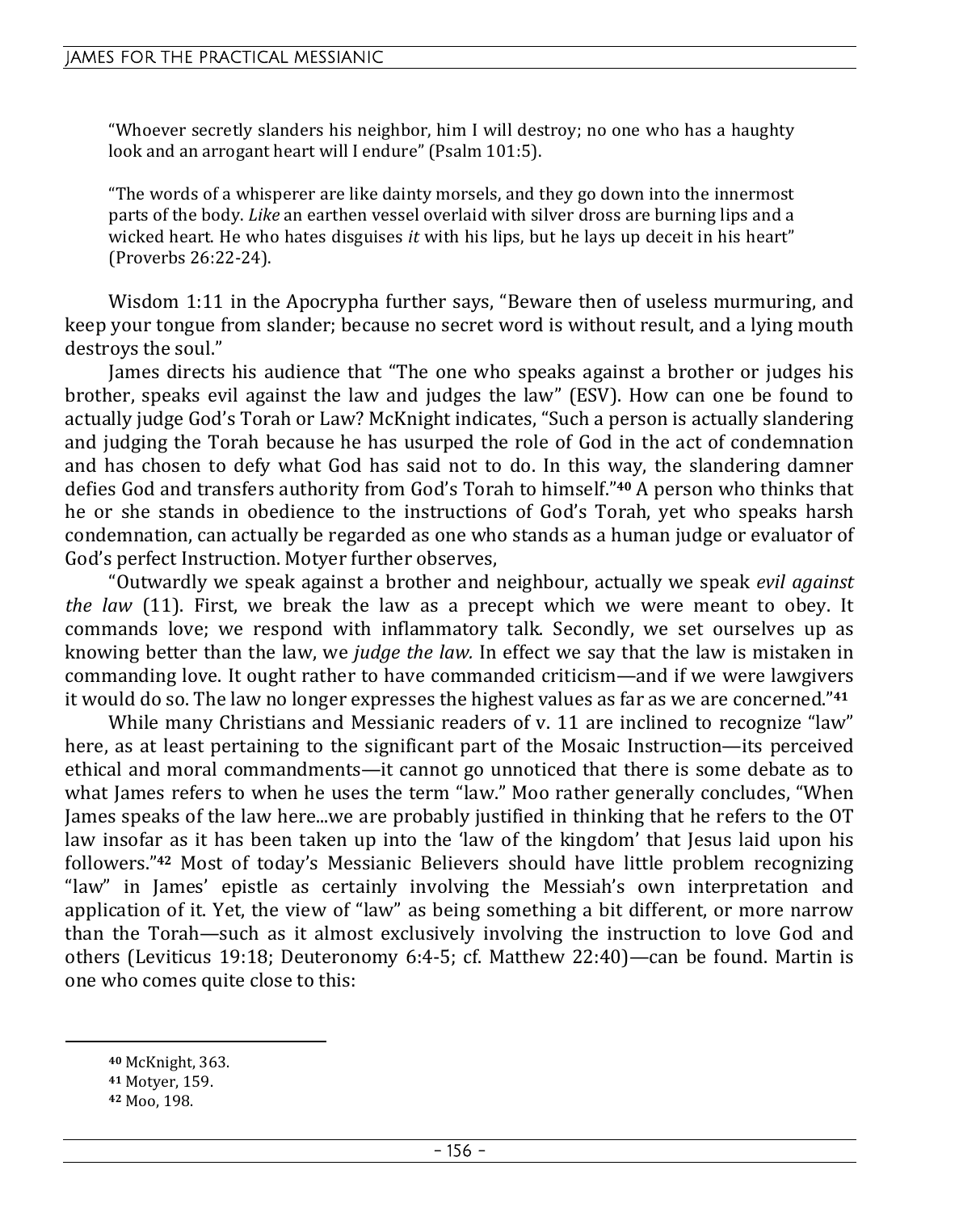> "Whoever secretly slanders his neighbor, him I will destroy; no one who has a haughty look and an arrogant heart will I endure" (Psalm 101:5).

> "The words of a whisperer are like dainty morsels, and they go down into the innermost parts of the body. *Like* an earthen vessel overlaid with silver dross are burning lips and a wicked heart. He who hates disguises *it* with his lips, but he lays up deceit in his heart" (Proverbs 26:22-24).

Wisdom 1:11 in the Apocrypha further says, "Beware then of useless murmuring, and keep your tongue from slander; because no secret word is without result, and a lying mouth destroys the soul."

James directs his audience that "The one who speaks against a brother or judges his brother, speaks evil against the law and judges the law" (ESV). How can one be found to actually judge God's Torah or Law? McKnight indicates, "Such a person is actually slandering and judging the Torah because he has usurped the role of God in the act of condemnation and has chosen to defy what God has said not to do. In this way, the slandering damner defies God and transfers authority from God's Torah to himself."[40] A person who thinks that he or she stands in obedience to the instructions of God's Torah, yet who speaks harsh condemnation, can actually be regarded as one who stands as a human judge or evaluator of God's perfect Instruction. Motyer further observes,

"Outwardly we speak against a brother and neighbour, actually we speak *evil against the law* (11). First, we break the law as a precept which we were meant to obey. It commands love; we respond with inflammatory talk. Secondly, we set ourselves up as knowing better than the law, we *judge the law.* In effect we say that the law is mistaken in commanding love. It ought rather to have commanded criticism—and if we were lawgivers it would do so. The law no longer expresses the highest values as far as we are concerned."[41]

While many Christians and Messianic readers of v. 11 are inclined to recognize "law" here, as at least pertaining to the significant part of the Mosaic Instruction—its perceived ethical and moral commandments—it cannot go unnoticed that there is some debate as to what James refers to when he uses the term "law." Moo rather generally concludes, "When James speaks of the law here...we are probably justified in thinking that he refers to the OT law insofar as it has been taken up into the 'law of the kingdom' that Jesus laid upon his followers."[42] Most of today's Messianic Believers should have little problem recognizing "law" in James' epistle as certainly involving the Messiah's own interpretation and application of it. Yet, the view of "law" as being something a bit different, or more narrow than the Torah—such as it almost exclusively involving the instruction to love God and others (Leviticus 19:18; Deuteronomy 6:4-5; cf. Matthew 22:40)—can be found. Martin is one who comes quite close to this:

---

[40] McKnight, 363.

[41] Motyer, 159.

[42] Moo, 198.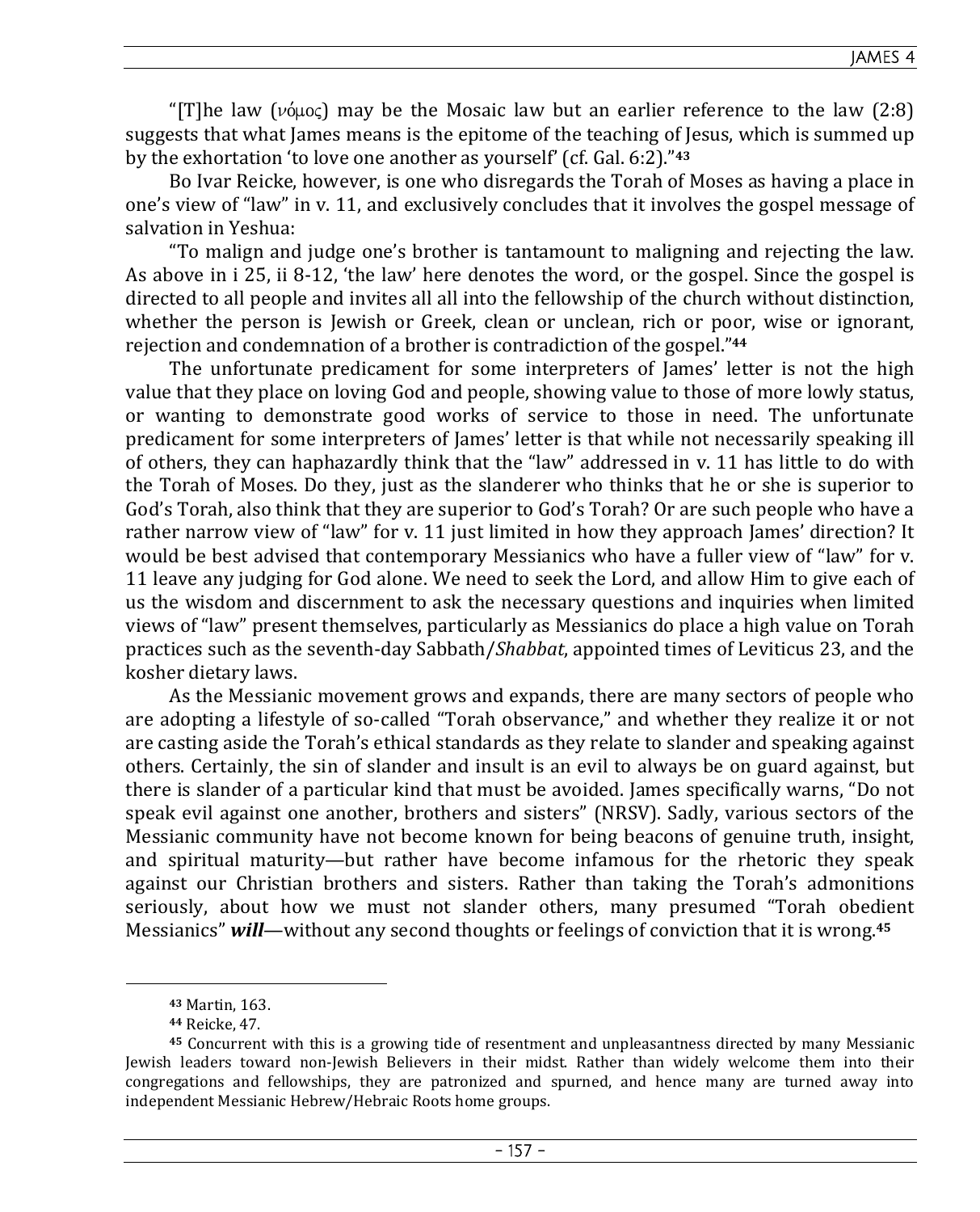"[T]he law (νόμος) may be the Mosaic law but an earlier reference to the law (2:8) suggests that what James means is the epitome of the teaching of Jesus, which is summed up by the exhortation 'to love one another as yourself' (cf. Gal. 6:2)."[43]

Bo Ivar Reicke, however, is one who disregards the Torah of Moses as having a place in one's view of "law" in v. 11, and exclusively concludes that it involves the gospel message of salvation in Yeshua:

"To malign and judge one's brother is tantamount to maligning and rejecting the law. As above in i 25, ii 8-12, 'the law' here denotes the word, or the gospel. Since the gospel is directed to all people and invites all all into the fellowship of the church without distinction, whether the person is Jewish or Greek, clean or unclean, rich or poor, wise or ignorant, rejection and condemnation of a brother is contradiction of the gospel."[44]

The unfortunate predicament for some interpreters of James' letter is not the high value that they place on loving God and people, showing value to those of more lowly status, or wanting to demonstrate good works of service to those in need. The unfortunate predicament for some interpreters of James' letter is that while not necessarily speaking ill of others, they can haphazardly think that the "law" addressed in v. 11 has little to do with the Torah of Moses. Do they, just as the slanderer who thinks that he or she is superior to God's Torah, also think that they are superior to God's Torah? Or are such people who have a rather narrow view of "law" for v. 11 just limited in how they approach James' direction? It would be best advised that contemporary Messianics who have a fuller view of "law" for v. 11 leave any judging for God alone. We need to seek the Lord, and allow Him to give each of us the wisdom and discernment to ask the necessary questions and inquiries when limited views of "law" present themselves, particularly as Messianics do place a high value on Torah practices such as the seventh-day Sabbath/*Shabbat*, appointed times of Leviticus 23, and the kosher dietary laws.

As the Messianic movement grows and expands, there are many sectors of people who are adopting a lifestyle of so-called "Torah observance," and whether they realize it or not are casting aside the Torah's ethical standards as they relate to slander and speaking against others. Certainly, the sin of slander and insult is an evil to always be on guard against, but there is slander of a particular kind that must be avoided. James specifically warns, "Do not speak evil against one another, brothers and sisters" (NRSV). Sadly, various sectors of the Messianic community have not become known for being beacons of genuine truth, insight, and spiritual maturity—but rather have become infamous for the rhetoric they speak against our Christian brothers and sisters. Rather than taking the Torah's admonitions seriously, about how we must not slander others, many presumed "Torah obedient Messianics" ***will***—without any second thoughts or feelings of conviction that it is wrong.[45]

---

[43] Martin, 163.

[44] Reicke, 47.

[45] Concurrent with this is a growing tide of resentment and unpleasantness directed by many Messianic Jewish leaders toward non-Jewish Believers in their midst. Rather than widely welcome them into their congregations and fellowships, they are patronized and spurned, and hence many are turned away into independent Messianic Hebrew/Hebraic Roots home groups.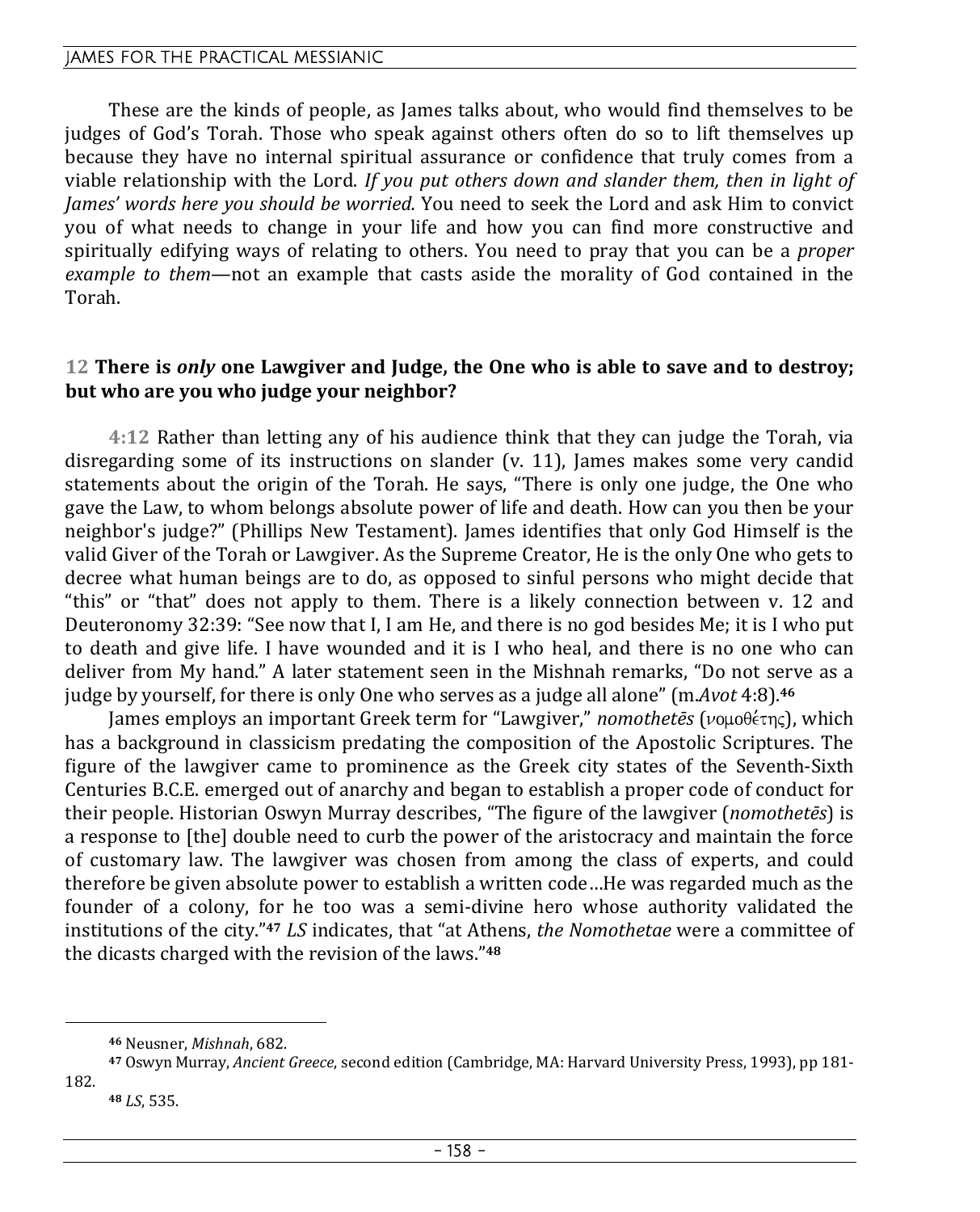These are the kinds of people, as James talks about, who would find themselves to be judges of God's Torah. Those who speak against others often do so to lift themselves up because they have no internal spiritual assurance or confidence that truly comes from a viable relationship with the Lord. *If you put others down and slander them, then in light of James' words here you should be worried.* You need to seek the Lord and ask Him to convict you of what needs to change in your life and how you can find more constructive and spiritually edifying ways of relating to others. You need to pray that you can be a *proper example to them*—not an example that casts aside the morality of God contained in the Torah.

**12 There is *only* one Lawgiver and Judge, the One who is able to save and to destroy; but who are you who judge your neighbor?**

**4:12** Rather than letting any of his audience think that they can judge the Torah, via disregarding some of its instructions on slander (v. 11), James makes some very candid statements about the origin of the Torah. He says, "There is only one judge, the One who gave the Law, to whom belongs absolute power of life and death. How can you then be your neighbor's judge?" (Phillips New Testament). James identifies that only God Himself is the valid Giver of the Torah or Lawgiver. As the Supreme Creator, He is the only One who gets to decree what human beings are to do, as opposed to sinful persons who might decide that "this" or "that" does not apply to them. There is a likely connection between v. 12 and Deuteronomy 32:39: "See now that I, I am He, and there is no god besides Me; it is I who put to death and give life. I have wounded and it is I who heal, and there is no one who can deliver from My hand." A later statement seen in the Mishnah remarks, "Do not serve as a judge by yourself, for there is only One who serves as a judge all alone" (m.*Avot* 4:8).[46]

James employs an important Greek term for "Lawgiver," *nomothetēs* (νομοθέτης), which has a background in classicism predating the composition of the Apostolic Scriptures. The figure of the lawgiver came to prominence as the Greek city states of the Seventh-Sixth Centuries B.C.E. emerged out of anarchy and began to establish a proper code of conduct for their people. Historian Oswyn Murray describes, "The figure of the lawgiver (*nomothetēs*) is a response to [the] double need to curb the power of the aristocracy and maintain the force of customary law. The lawgiver was chosen from among the class of experts, and could therefore be given absolute power to establish a written code…He was regarded much as the founder of a colony, for he too was a semi-divine hero whose authority validated the institutions of the city."[47] *LS* indicates, that "at Athens, *the Nomothetae* were a committee of the dicasts charged with the revision of the laws."[48]

---

[46] Neusner, *Mishnah*, 682.

[47] Oswyn Murray, *Ancient Greece*, second edition (Cambridge, MA: Harvard University Press, 1993), pp 181-182.

[48] *LS*, 535.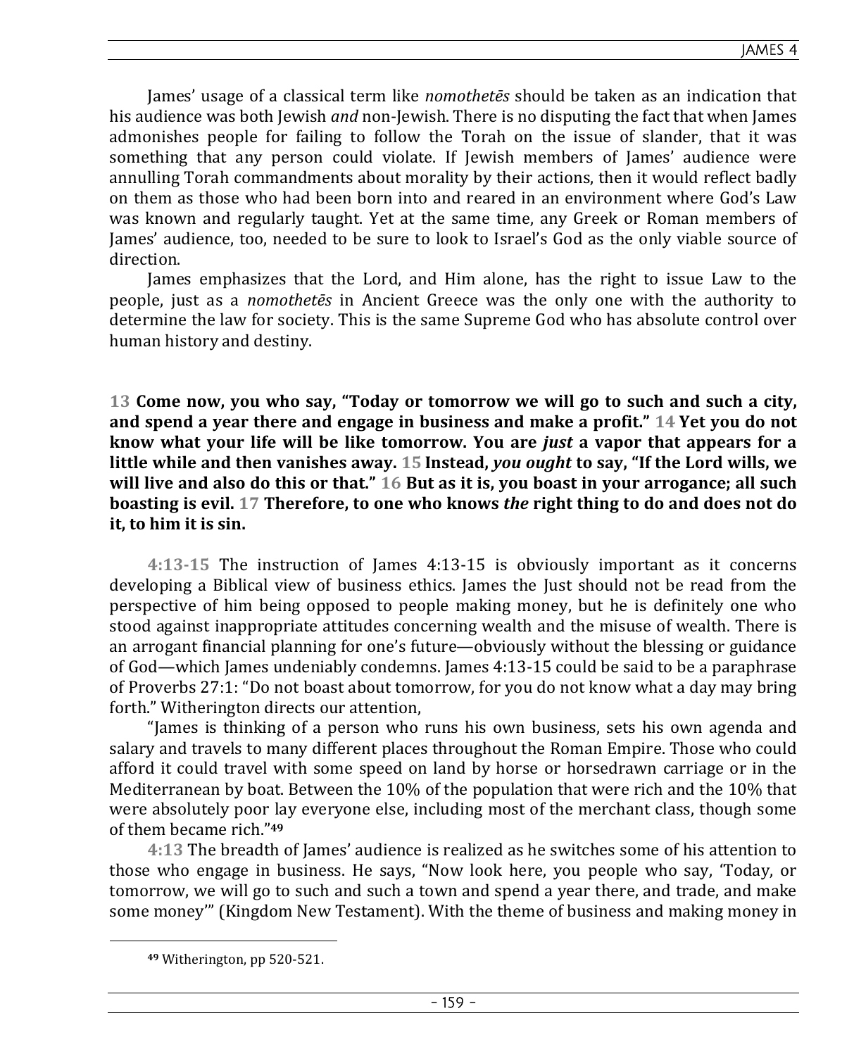James' usage of a classical term like *nomothetēs* should be taken as an indication that his audience was both Jewish *and* non-Jewish. There is no disputing the fact that when James admonishes people for failing to follow the Torah on the issue of slander, that it was something that any person could violate. If Jewish members of James' audience were annulling Torah commandments about morality by their actions, then it would reflect badly on them as those who had been born into and reared in an environment where God's Law was known and regularly taught. Yet at the same time, any Greek or Roman members of James' audience, too, needed to be sure to look to Israel's God as the only viable source of direction.

James emphasizes that the Lord, and Him alone, has the right to issue Law to the people, just as a *nomothetēs* in Ancient Greece was the only one with the authority to determine the law for society. This is the same Supreme God who has absolute control over human history and destiny.

**13 Come now, you who say, "Today or tomorrow we will go to such and such a city, and spend a year there and engage in business and make a profit." 14 Yet you do not know what your life will be like tomorrow. You are *just* a vapor that appears for a little while and then vanishes away. 15 Instead, *you ought* to say, "If the Lord wills, we will live and also do this or that." 16 But as it is, you boast in your arrogance; all such boasting is evil. 17 Therefore, to one who knows *the* right thing to do and does not do it, to him it is sin.**

**4:13-15** The instruction of James 4:13-15 is obviously important as it concerns developing a Biblical view of business ethics. James the Just should not be read from the perspective of him being opposed to people making money, but he is definitely one who stood against inappropriate attitudes concerning wealth and the misuse of wealth. There is an arrogant financial planning for one's future—obviously without the blessing or guidance of God—which James undeniably condemns. James 4:13-15 could be said to be a paraphrase of Proverbs 27:1: "Do not boast about tomorrow, for you do not know what a day may bring forth." Witherington directs our attention,

"James is thinking of a person who runs his own business, sets his own agenda and salary and travels to many different places throughout the Roman Empire. Those who could afford it could travel with some speed on land by horse or horsedrawn carriage or in the Mediterranean by boat. Between the 10% of the population that were rich and the 10% that were absolutely poor lay everyone else, including most of the merchant class, though some of them became rich."[49]

**4:13** The breadth of James' audience is realized as he switches some of his attention to those who engage in business. He says, "Now look here, you people who say, 'Today, or tomorrow, we will go to such and such a town and spend a year there, and trade, and make some money'" (Kingdom New Testament). With the theme of business and making money in

[49] Witherington, pp 520-521.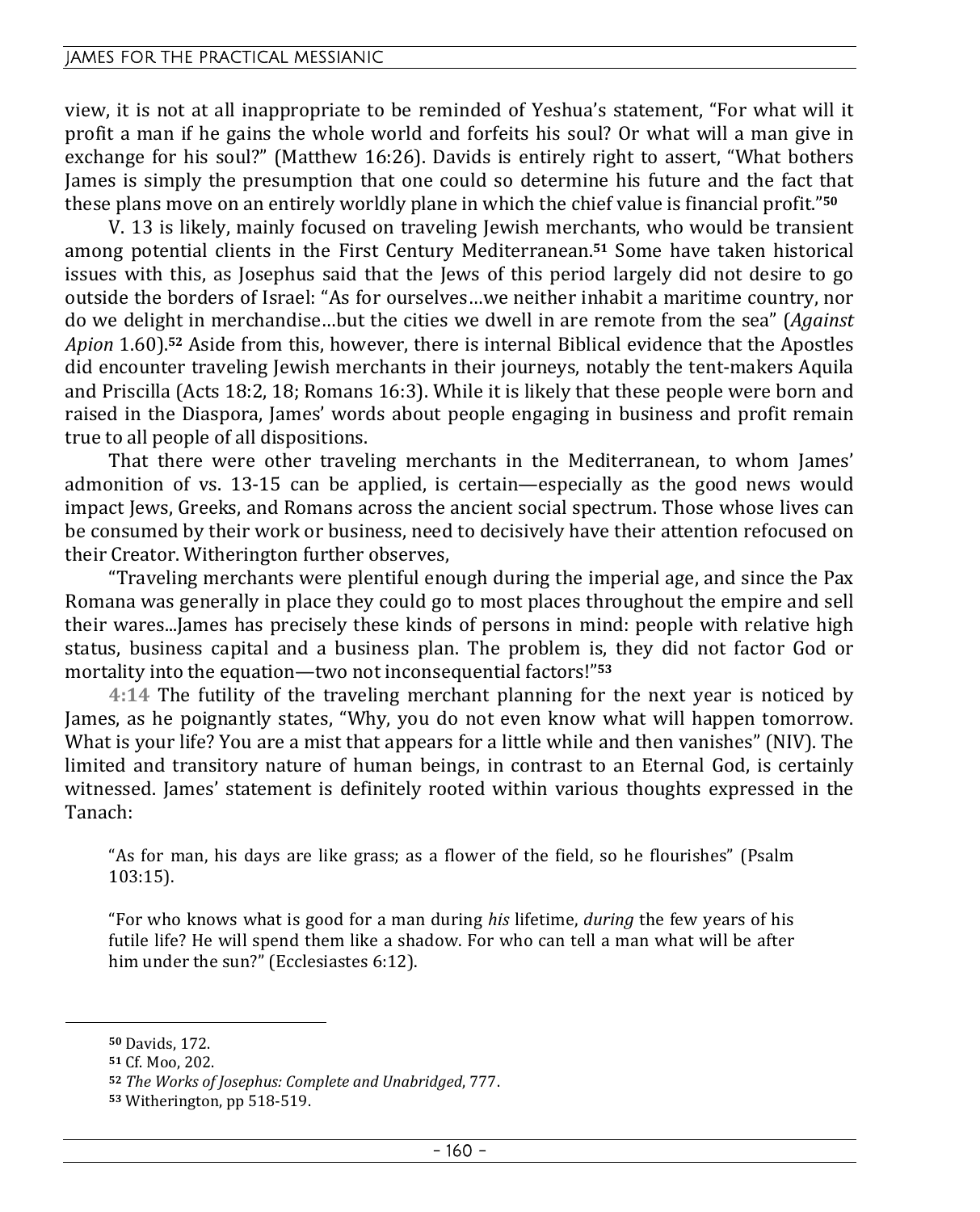view, it is not at all inappropriate to be reminded of Yeshua's statement, "For what will it profit a man if he gains the whole world and forfeits his soul? Or what will a man give in exchange for his soul?" (Matthew 16:26). Davids is entirely right to assert, "What bothers James is simply the presumption that one could so determine his future and the fact that these plans move on an entirely worldly plane in which the chief value is financial profit."[50]

V. 13 is likely, mainly focused on traveling Jewish merchants, who would be transient among potential clients in the First Century Mediterranean.[51] Some have taken historical issues with this, as Josephus said that the Jews of this period largely did not desire to go outside the borders of Israel: "As for ourselves…we neither inhabit a maritime country, nor do we delight in merchandise…but the cities we dwell in are remote from the sea" (*Against Apion* 1.60).[52] Aside from this, however, there is internal Biblical evidence that the Apostles did encounter traveling Jewish merchants in their journeys, notably the tent-makers Aquila and Priscilla (Acts 18:2, 18; Romans 16:3). While it is likely that these people were born and raised in the Diaspora, James' words about people engaging in business and profit remain true to all people of all dispositions.

That there were other traveling merchants in the Mediterranean, to whom James' admonition of vs. 13-15 can be applied, is certain—especially as the good news would impact Jews, Greeks, and Romans across the ancient social spectrum. Those whose lives can be consumed by their work or business, need to decisively have their attention refocused on their Creator. Witherington further observes,

"Traveling merchants were plentiful enough during the imperial age, and since the Pax Romana was generally in place they could go to most places throughout the empire and sell their wares...James has precisely these kinds of persons in mind: people with relative high status, business capital and a business plan. The problem is, they did not factor God or mortality into the equation—two not inconsequential factors!"[53]

**4:14** The futility of the traveling merchant planning for the next year is noticed by James, as he poignantly states, "Why, you do not even know what will happen tomorrow. What is your life? You are a mist that appears for a little while and then vanishes" (NIV). The limited and transitory nature of human beings, in contrast to an Eternal God, is certainly witnessed. James' statement is definitely rooted within various thoughts expressed in the Tanach:

> "As for man, his days are like grass; as a flower of the field, so he flourishes" (Psalm 103:15).
>
> "For who knows what is good for a man during *his* lifetime, *during* the few years of his futile life? He will spend them like a shadow. For who can tell a man what will be after him under the sun?" (Ecclesiastes 6:12).

---

[50] Davids, 172.
[51] Cf. Moo, 202.
[52] *The Works of Josephus: Complete and Unabridged*, 777.
[53] Witherington, pp 518-519.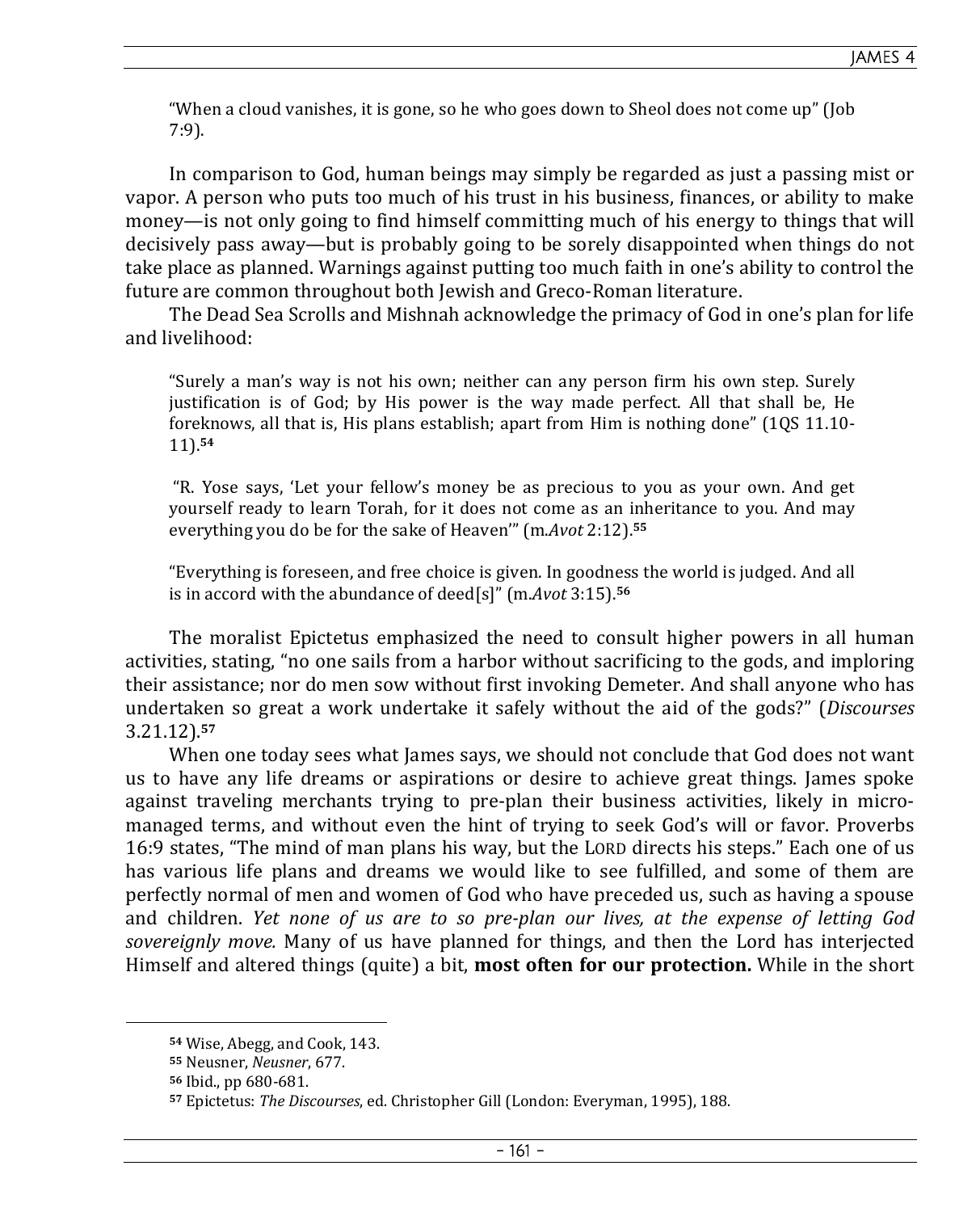> "When a cloud vanishes, it is gone, so he who goes down to Sheol does not come up" (Job 7:9).

In comparison to God, human beings may simply be regarded as just a passing mist or vapor. A person who puts too much of his trust in his business, finances, or ability to make money—is not only going to find himself committing much of his energy to things that will decisively pass away—but is probably going to be sorely disappointed when things do not take place as planned. Warnings against putting too much faith in one's ability to control the future are common throughout both Jewish and Greco-Roman literature.

The Dead Sea Scrolls and Mishnah acknowledge the primacy of God in one's plan for life and livelihood:

> "Surely a man's way is not his own; neither can any person firm his own step. Surely justification is of God; by His power is the way made perfect. All that shall be, He foreknows, all that is, His plans establish; apart from Him is nothing done" (1QS 11.10-11).[54]

> "R. Yose says, 'Let your fellow's money be as precious to you as your own. And get yourself ready to learn Torah, for it does not come as an inheritance to you. And may everything you do be for the sake of Heaven'" (m.*Avot* 2:12).[55]

> "Everything is foreseen, and free choice is given. In goodness the world is judged. And all is in accord with the abundance of deed[s]" (m.*Avot* 3:15).[56]

The moralist Epictetus emphasized the need to consult higher powers in all human activities, stating, "no one sails from a harbor without sacrificing to the gods, and imploring their assistance; nor do men sow without first invoking Demeter. And shall anyone who has undertaken so great a work undertake it safely without the aid of the gods?" (*Discourses* 3.21.12).[57]

When one today sees what James says, we should not conclude that God does not want us to have any life dreams or aspirations or desire to achieve great things. James spoke against traveling merchants trying to pre-plan their business activities, likely in micro-managed terms, and without even the hint of trying to seek God's will or favor. Proverbs 16:9 states, "The mind of man plans his way, but the LORD directs his steps." Each one of us has various life plans and dreams we would like to see fulfilled, and some of them are perfectly normal of men and women of God who have preceded us, such as having a spouse and children. *Yet none of us are to so pre-plan our lives, at the expense of letting God sovereignly move.* Many of us have planned for things, and then the Lord has interjected Himself and altered things (quite) a bit, **most often for our protection.** While in the short

---

[54] Wise, Abegg, and Cook, 143.
[55] Neusner, *Neusner*, 677.
[56] Ibid., pp 680-681.
[57] Epictetus: *The Discourses*, ed. Christopher Gill (London: Everyman, 1995), 188.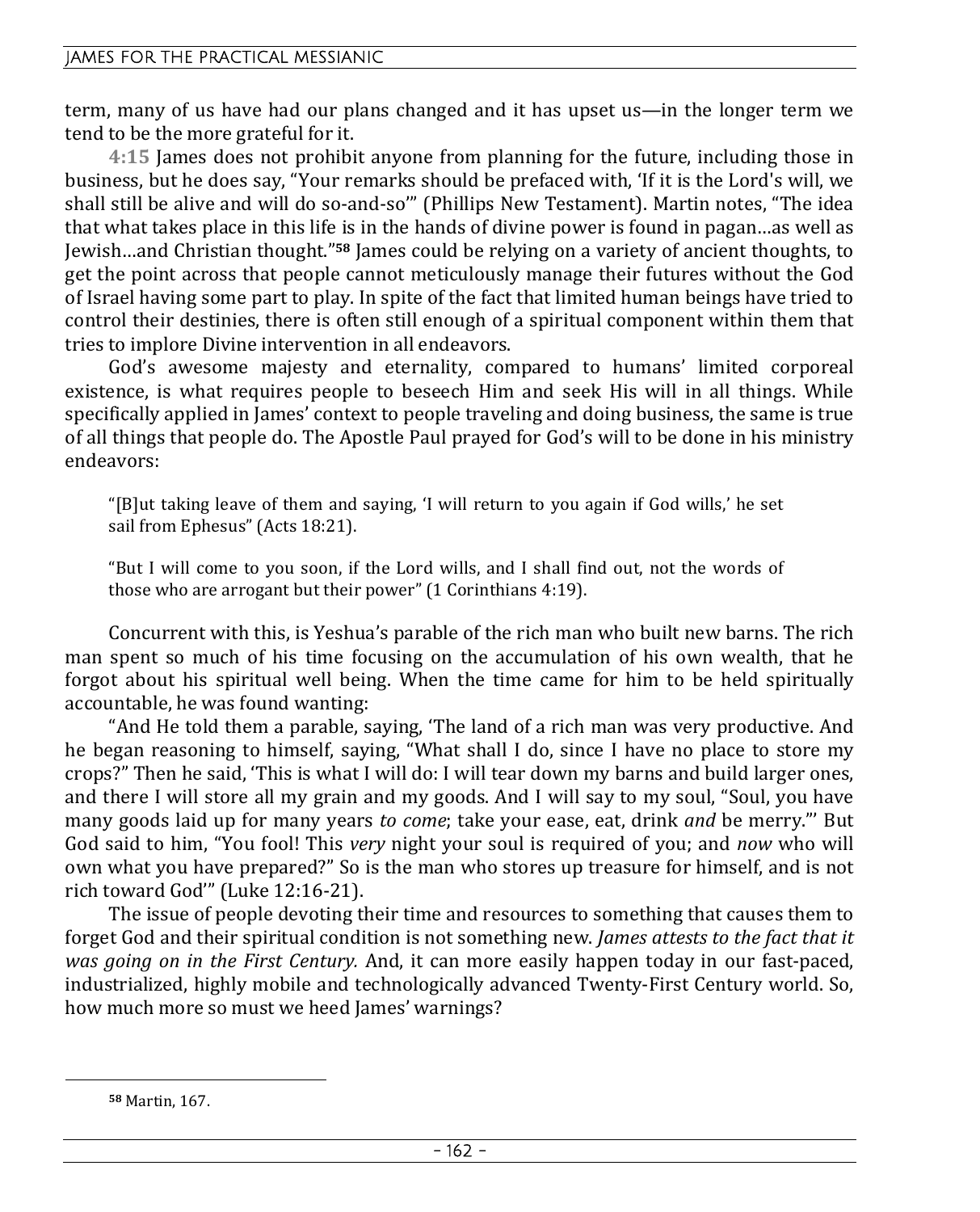term, many of us have had our plans changed and it has upset us—in the longer term we tend to be the more grateful for it.

**4:15** James does not prohibit anyone from planning for the future, including those in business, but he does say, "Your remarks should be prefaced with, 'If it is the Lord's will, we shall still be alive and will do so-and-so'" (Phillips New Testament). Martin notes, "The idea that what takes place in this life is in the hands of divine power is found in pagan…as well as Jewish…and Christian thought."[58] James could be relying on a variety of ancient thoughts, to get the point across that people cannot meticulously manage their futures without the God of Israel having some part to play. In spite of the fact that limited human beings have tried to control their destinies, there is often still enough of a spiritual component within them that tries to implore Divine intervention in all endeavors.

God's awesome majesty and eternality, compared to humans' limited corporeal existence, is what requires people to beseech Him and seek His will in all things. While specifically applied in James' context to people traveling and doing business, the same is true of all things that people do. The Apostle Paul prayed for God's will to be done in his ministry endeavors:

> "[B]ut taking leave of them and saying, 'I will return to you again if God wills,' he set sail from Ephesus" (Acts 18:21).
>
> "But I will come to you soon, if the Lord wills, and I shall find out, not the words of those who are arrogant but their power" (1 Corinthians 4:19).

Concurrent with this, is Yeshua's parable of the rich man who built new barns. The rich man spent so much of his time focusing on the accumulation of his own wealth, that he forgot about his spiritual well being. When the time came for him to be held spiritually accountable, he was found wanting:

"And He told them a parable, saying, 'The land of a rich man was very productive. And he began reasoning to himself, saying, "What shall I do, since I have no place to store my crops?" Then he said, 'This is what I will do: I will tear down my barns and build larger ones, and there I will store all my grain and my goods. And I will say to my soul, "Soul, you have many goods laid up for many years *to come*; take your ease, eat, drink *and* be merry."' But God said to him, "You fool! This *very* night your soul is required of you; and *now* who will own what you have prepared?" So is the man who stores up treasure for himself, and is not rich toward God'" (Luke 12:16-21).

The issue of people devoting their time and resources to something that causes them to forget God and their spiritual condition is not something new. *James attests to the fact that it was going on in the First Century.* And, it can more easily happen today in our fast-paced, industrialized, highly mobile and technologically advanced Twenty-First Century world. So, how much more so must we heed James' warnings?

---

[58] Martin, 167.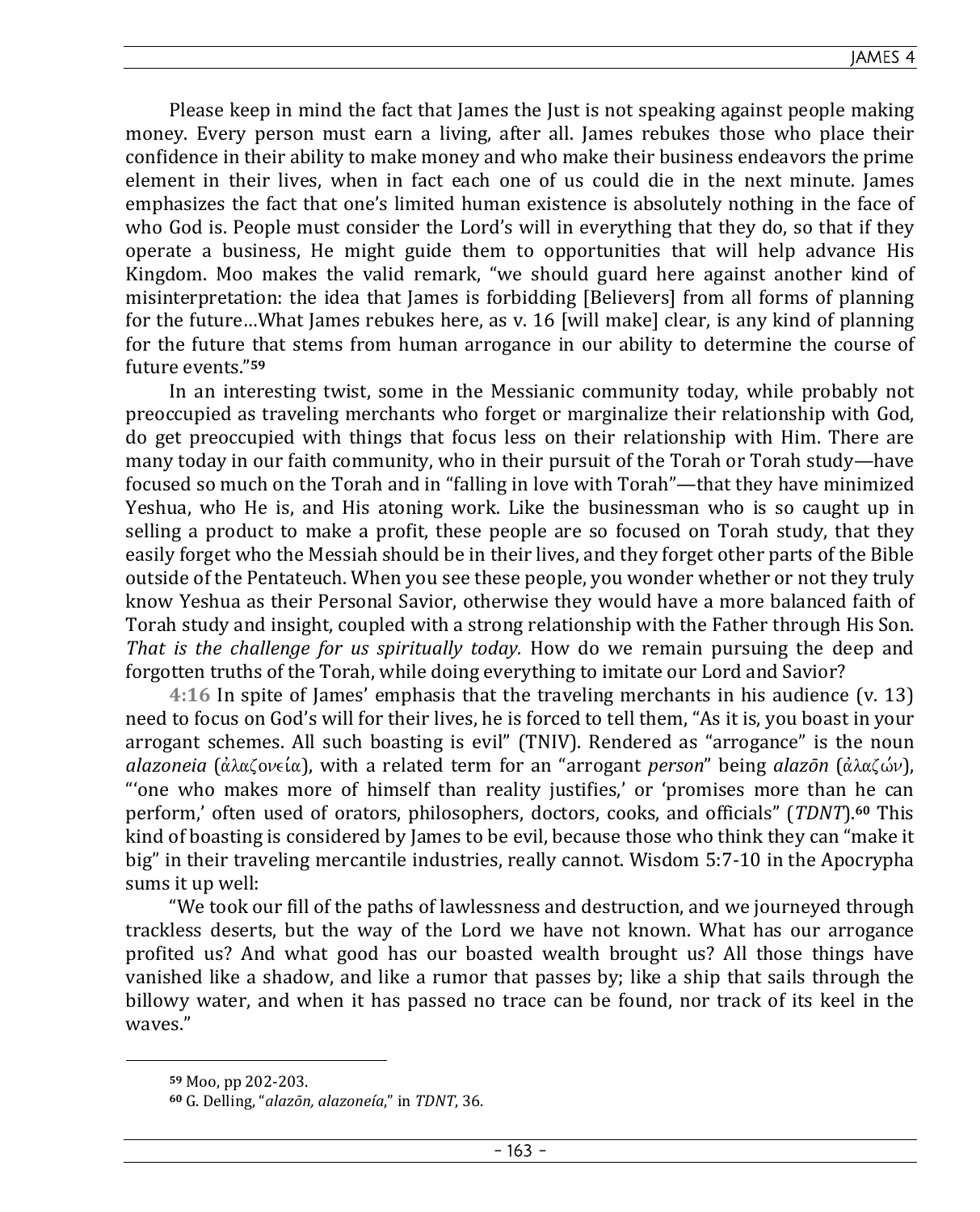Please keep in mind the fact that James the Just is not speaking against people making money. Every person must earn a living, after all. James rebukes those who place their confidence in their ability to make money and who make their business endeavors the prime element in their lives, when in fact each one of us could die in the next minute. James emphasizes the fact that one's limited human existence is absolutely nothing in the face of who God is. People must consider the Lord's will in everything that they do, so that if they operate a business, He might guide them to opportunities that will help advance His Kingdom. Moo makes the valid remark, "we should guard here against another kind of misinterpretation: the idea that James is forbidding [Believers] from all forms of planning for the future…What James rebukes here, as v. 16 [will make] clear, is any kind of planning for the future that stems from human arrogance in our ability to determine the course of future events."[59]

In an interesting twist, some in the Messianic community today, while probably not preoccupied as traveling merchants who forget or marginalize their relationship with God, do get preoccupied with things that focus less on their relationship with Him. There are many today in our faith community, who in their pursuit of the Torah or Torah study—have focused so much on the Torah and in "falling in love with Torah"—that they have minimized Yeshua, who He is, and His atoning work. Like the businessman who is so caught up in selling a product to make a profit, these people are so focused on Torah study, that they easily forget who the Messiah should be in their lives, and they forget other parts of the Bible outside of the Pentateuch. When you see these people, you wonder whether or not they truly know Yeshua as their Personal Savior, otherwise they would have a more balanced faith of Torah study and insight, coupled with a strong relationship with the Father through His Son. *That is the challenge for us spiritually today.* How do we remain pursuing the deep and forgotten truths of the Torah, while doing everything to imitate our Lord and Savior?

**4:16** In spite of James' emphasis that the traveling merchants in his audience (v. 13) need to focus on God's will for their lives, he is forced to tell them, "As it is, you boast in your arrogant schemes. All such boasting is evil" (TNIV). Rendered as "arrogance" is the noun *alazoneia* (ἀλαζονεία), with a related term for an "arrogant *person*" being *alazōn* (ἀλαζών), "'one who makes more of himself than reality justifies,' or 'promises more than he can perform,' often used of orators, philosophers, doctors, cooks, and officials" (*TDNT*).[60] This kind of boasting is considered by James to be evil, because those who think they can "make it big" in their traveling mercantile industries, really cannot. Wisdom 5:7-10 in the Apocrypha sums it up well:

"We took our fill of the paths of lawlessness and destruction, and we journeyed through trackless deserts, but the way of the Lord we have not known. What has our arrogance profited us? And what good has our boasted wealth brought us? All those things have vanished like a shadow, and like a rumor that passes by; like a ship that sails through the billowy water, and when it has passed no trace can be found, nor track of its keel in the waves."

---

[59] Moo, pp 202-203.

[60] G. Delling, "*alazōn, alazoneía*," in *TDNT*, 36.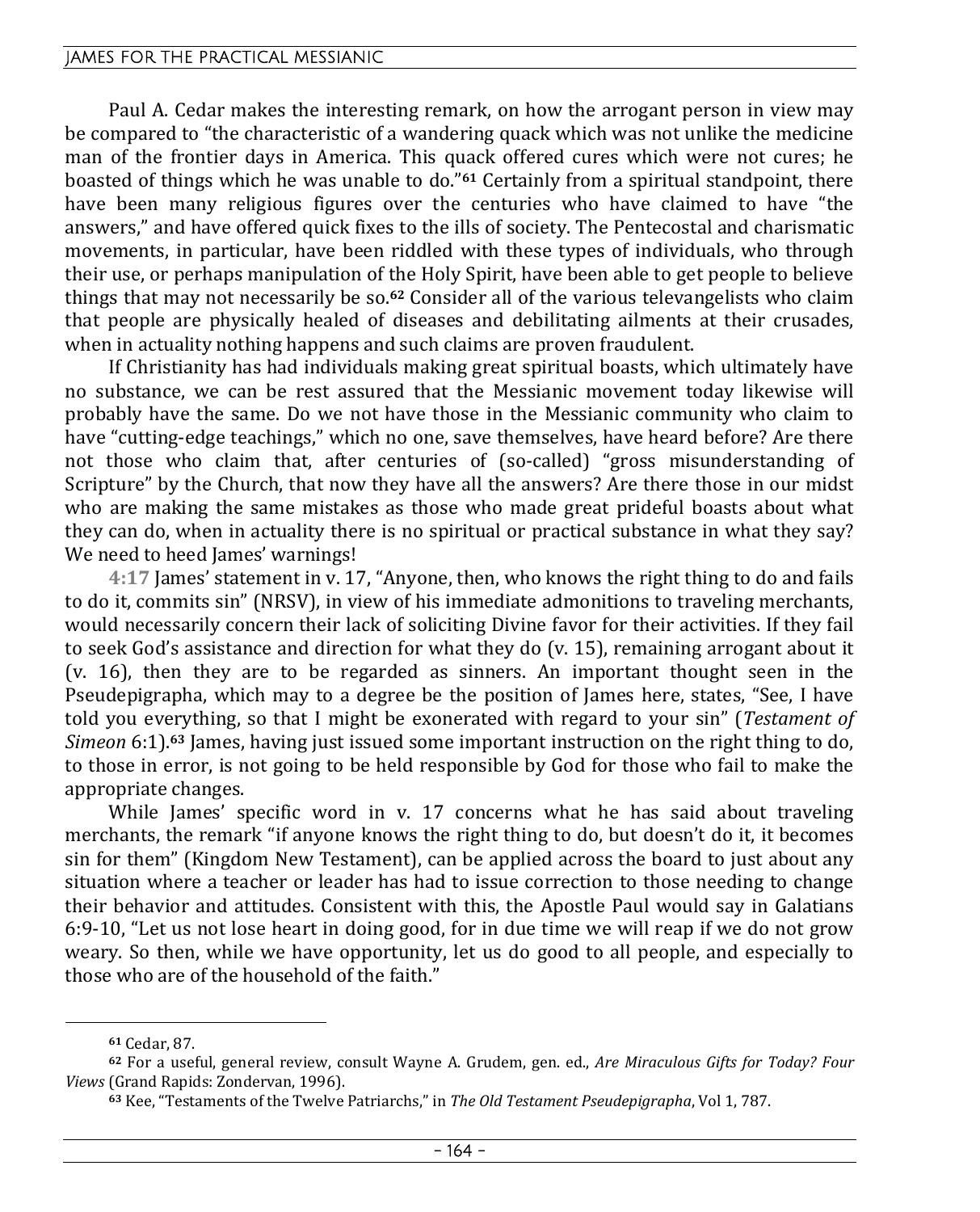Paul A. Cedar makes the interesting remark, on how the arrogant person in view may be compared to "the characteristic of a wandering quack which was not unlike the medicine man of the frontier days in America. This quack offered cures which were not cures; he boasted of things which he was unable to do."[61] Certainly from a spiritual standpoint, there have been many religious figures over the centuries who have claimed to have "the answers," and have offered quick fixes to the ills of society. The Pentecostal and charismatic movements, in particular, have been riddled with these types of individuals, who through their use, or perhaps manipulation of the Holy Spirit, have been able to get people to believe things that may not necessarily be so.[62] Consider all of the various televangelists who claim that people are physically healed of diseases and debilitating ailments at their crusades, when in actuality nothing happens and such claims are proven fraudulent.

If Christianity has had individuals making great spiritual boasts, which ultimately have no substance, we can be rest assured that the Messianic movement today likewise will probably have the same. Do we not have those in the Messianic community who claim to have "cutting-edge teachings," which no one, save themselves, have heard before? Are there not those who claim that, after centuries of (so-called) "gross misunderstanding of Scripture" by the Church, that now they have all the answers? Are there those in our midst who are making the same mistakes as those who made great prideful boasts about what they can do, when in actuality there is no spiritual or practical substance in what they say? We need to heed James' warnings!

**4:17** James' statement in v. 17, "Anyone, then, who knows the right thing to do and fails to do it, commits sin" (NRSV), in view of his immediate admonitions to traveling merchants, would necessarily concern their lack of soliciting Divine favor for their activities. If they fail to seek God's assistance and direction for what they do (v. 15), remaining arrogant about it (v. 16), then they are to be regarded as sinners. An important thought seen in the Pseudepigrapha, which may to a degree be the position of James here, states, "See, I have told you everything, so that I might be exonerated with regard to your sin" (*Testament of Simeon* 6:1).[63] James, having just issued some important instruction on the right thing to do, to those in error, is not going to be held responsible by God for those who fail to make the appropriate changes.

While James' specific word in v. 17 concerns what he has said about traveling merchants, the remark "if anyone knows the right thing to do, but doesn't do it, it becomes sin for them" (Kingdom New Testament), can be applied across the board to just about any situation where a teacher or leader has had to issue correction to those needing to change their behavior and attitudes. Consistent with this, the Apostle Paul would say in Galatians 6:9-10, "Let us not lose heart in doing good, for in due time we will reap if we do not grow weary. So then, while we have opportunity, let us do good to all people, and especially to those who are of the household of the faith."

---

[61] Cedar, 87.

[62] For a useful, general review, consult Wayne A. Grudem, gen. ed., *Are Miraculous Gifts for Today? Four Views* (Grand Rapids: Zondervan, 1996).

[63] Kee, "Testaments of the Twelve Patriarchs," in *The Old Testament Pseudepigrapha*, Vol 1, 787.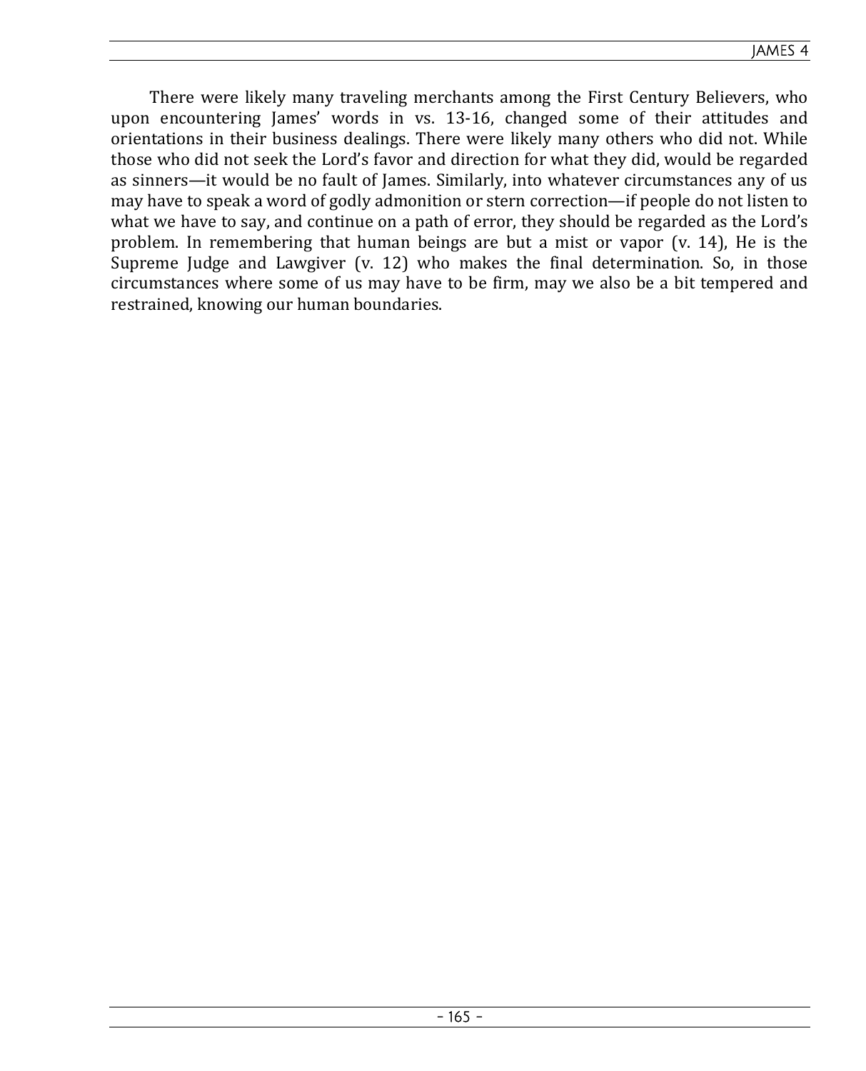There were likely many traveling merchants among the First Century Believers, who upon encountering James' words in vs. 13-16, changed some of their attitudes and orientations in their business dealings. There were likely many others who did not. While those who did not seek the Lord's favor and direction for what they did, would be regarded as sinners—it would be no fault of James. Similarly, into whatever circumstances any of us may have to speak a word of godly admonition or stern correction—if people do not listen to what we have to say, and continue on a path of error, they should be regarded as the Lord's problem. In remembering that human beings are but a mist or vapor (v. 14), He is the Supreme Judge and Lawgiver (v. 12) who makes the final determination. So, in those circumstances where some of us may have to be firm, may we also be a bit tempered and restrained, knowing our human boundaries.